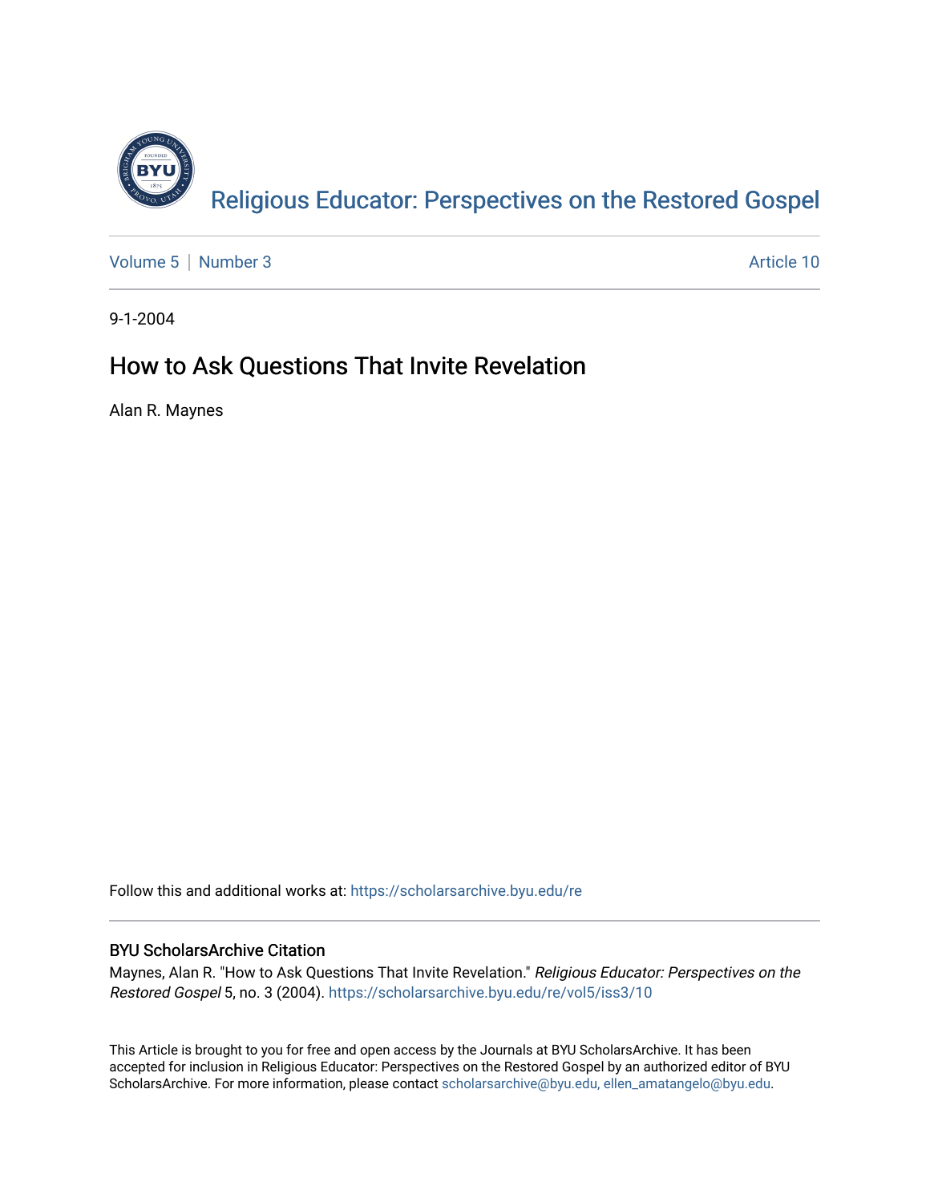Religious Educator: Perspectives on the Restored Gospel

Volume 5 | Number 3 — Article 10

9-1-2004

# How to Ask Questions That Invite Revelation

Alan R. Maynes

Follow this and additional works at: https://scholarsarchive.byu.edu/re

## BYU ScholarsArchive Citation

Maynes, Alan R. "How to Ask Questions That Invite Revelation." *Religious Educator: Perspectives on the Restored Gospel* 5, no. 3 (2004). https://scholarsarchive.byu.edu/re/vol5/iss3/10

This Article is brought to you for free and open access by the Journals at BYU ScholarsArchive. It has been accepted for inclusion in Religious Educator: Perspectives on the Restored Gospel by an authorized editor of BYU ScholarsArchive. For more information, please contact scholarsarchive@byu.edu, ellen_amatangelo@byu.edu.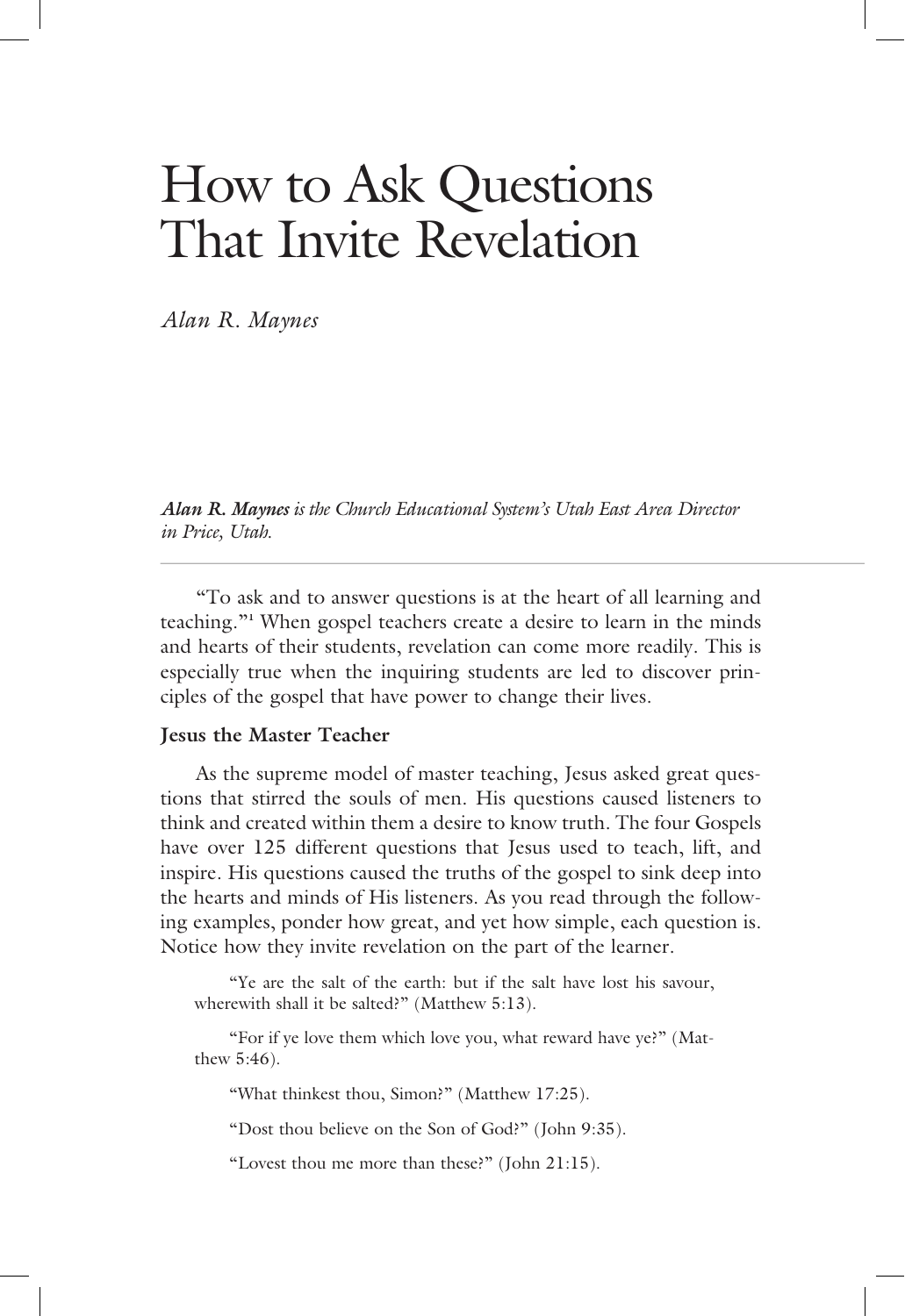# How to Ask Questions That Invite Revelation

*Alan R. Maynes*

***Alan R. Maynes** is the Church Educational System's Utah East Area Director in Price, Utah.*

---

"To ask and to answer questions is at the heart of all learning and teaching."[1] When gospel teachers create a desire to learn in the minds and hearts of their students, revelation can come more readily. This is especially true when the inquiring students are led to discover principles of the gospel that have power to change their lives.

**Jesus the Master Teacher**

As the supreme model of master teaching, Jesus asked great questions that stirred the souls of men. His questions caused listeners to think and created within them a desire to know truth. The four Gospels have over 125 different questions that Jesus used to teach, lift, and inspire. His questions caused the truths of the gospel to sink deep into the hearts and minds of His listeners. As you read through the following examples, ponder how great, and yet how simple, each question is. Notice how they invite revelation on the part of the learner.

> "Ye are the salt of the earth: but if the salt have lost his savour, wherewith shall it be salted?" (Matthew 5:13).
>
> "For if ye love them which love you, what reward have ye?" (Matthew 5:46).
>
> "What thinkest thou, Simon?" (Matthew 17:25).
>
> "Dost thou believe on the Son of God?" (John 9:35).
>
> "Lovest thou me more than these?" (John 21:15).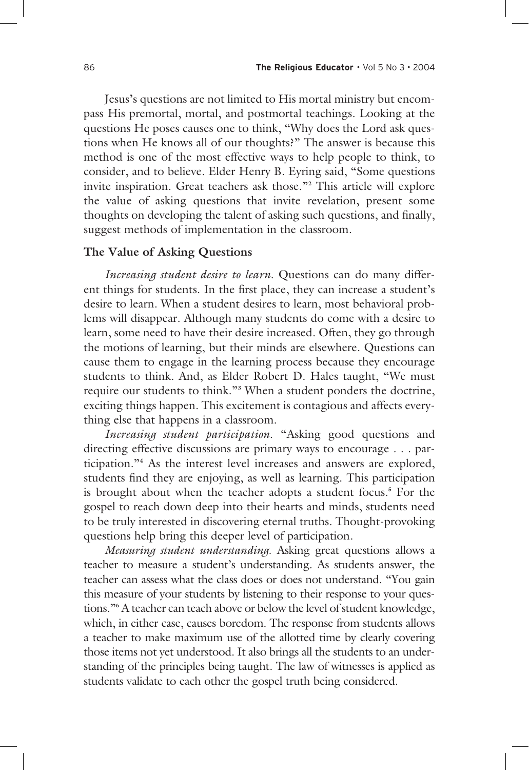Jesus's questions are not limited to His mortal ministry but encompass His premortal, mortal, and postmortal teachings. Looking at the questions He poses causes one to think, "Why does the Lord ask questions when He knows all of our thoughts?" The answer is because this method is one of the most effective ways to help people to think, to consider, and to believe. Elder Henry B. Eyring said, "Some questions invite inspiration. Great teachers ask those."[2] This article will explore the value of asking questions that invite revelation, present some thoughts on developing the talent of asking such questions, and finally, suggest methods of implementation in the classroom.

## The Value of Asking Questions

*Increasing student desire to learn.* Questions can do many different things for students. In the first place, they can increase a student's desire to learn. When a student desires to learn, most behavioral problems will disappear. Although many students do come with a desire to learn, some need to have their desire increased. Often, they go through the motions of learning, but their minds are elsewhere. Questions can cause them to engage in the learning process because they encourage students to think. And, as Elder Robert D. Hales taught, "We must require our students to think."[3] When a student ponders the doctrine, exciting things happen. This excitement is contagious and affects everything else that happens in a classroom.

*Increasing student participation.* "Asking good questions and directing effective discussions are primary ways to encourage . . . participation."[4] As the interest level increases and answers are explored, students find they are enjoying, as well as learning. This participation is brought about when the teacher adopts a student focus.[5] For the gospel to reach down deep into their hearts and minds, students need to be truly interested in discovering eternal truths. Thought-provoking questions help bring this deeper level of participation.

*Measuring student understanding.* Asking great questions allows a teacher to measure a student's understanding. As students answer, the teacher can assess what the class does or does not understand. "You gain this measure of your students by listening to their response to your questions."[6] A teacher can teach above or below the level of student knowledge, which, in either case, causes boredom. The response from students allows a teacher to make maximum use of the allotted time by clearly covering those items not yet understood. It also brings all the students to an understanding of the principles being taught. The law of witnesses is applied as students validate to each other the gospel truth being considered.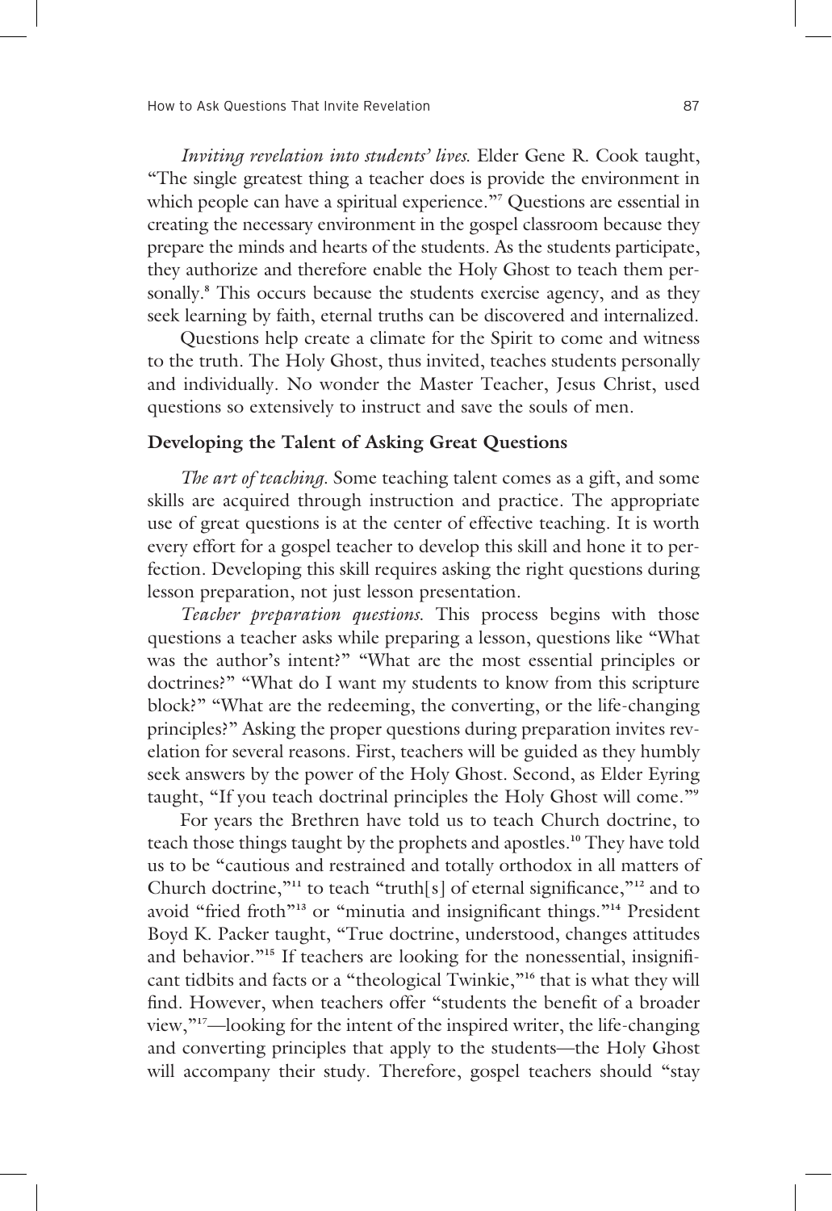*Inviting revelation into students' lives.* Elder Gene R. Cook taught, "The single greatest thing a teacher does is provide the environment in which people can have a spiritual experience."[7] Questions are essential in creating the necessary environment in the gospel classroom because they prepare the minds and hearts of the students. As the students participate, they authorize and therefore enable the Holy Ghost to teach them personally.[8] This occurs because the students exercise agency, and as they seek learning by faith, eternal truths can be discovered and internalized.

Questions help create a climate for the Spirit to come and witness to the truth. The Holy Ghost, thus invited, teaches students personally and individually. No wonder the Master Teacher, Jesus Christ, used questions so extensively to instruct and save the souls of men.

**Developing the Talent of Asking Great Questions**

*The art of teaching.* Some teaching talent comes as a gift, and some skills are acquired through instruction and practice. The appropriate use of great questions is at the center of effective teaching. It is worth every effort for a gospel teacher to develop this skill and hone it to perfection. Developing this skill requires asking the right questions during lesson preparation, not just lesson presentation.

*Teacher preparation questions.* This process begins with those questions a teacher asks while preparing a lesson, questions like "What was the author's intent?" "What are the most essential principles or doctrines?" "What do I want my students to know from this scripture block?" "What are the redeeming, the converting, or the life-changing principles?" Asking the proper questions during preparation invites revelation for several reasons. First, teachers will be guided as they humbly seek answers by the power of the Holy Ghost. Second, as Elder Eyring taught, "If you teach doctrinal principles the Holy Ghost will come."[9]

For years the Brethren have told us to teach Church doctrine, to teach those things taught by the prophets and apostles.[10] They have told us to be "cautious and restrained and totally orthodox in all matters of Church doctrine,"[11] to teach "truth[s] of eternal significance,"[12] and to avoid "fried froth"[13] or "minutia and insignificant things."[14] President Boyd K. Packer taught, "True doctrine, understood, changes attitudes and behavior."[15] If teachers are looking for the nonessential, insignificant tidbits and facts or a "theological Twinkie,"[16] that is what they will find. However, when teachers offer "students the benefit of a broader view,"[17]—looking for the intent of the inspired writer, the life-changing and converting principles that apply to the students—the Holy Ghost will accompany their study. Therefore, gospel teachers should "stay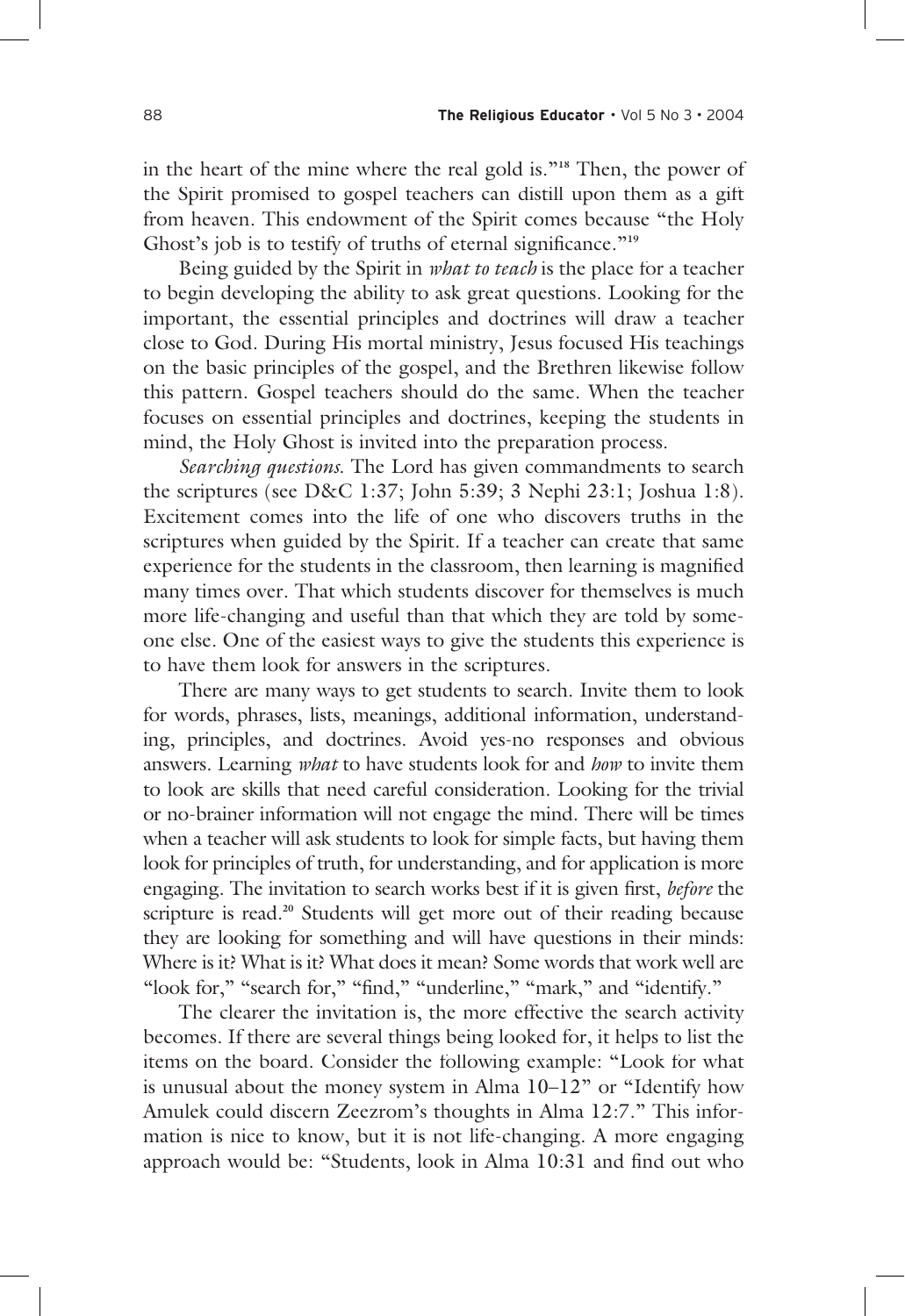in the heart of the mine where the real gold is."[18] Then, the power of the Spirit promised to gospel teachers can distill upon them as a gift from heaven. This endowment of the Spirit comes because "the Holy Ghost's job is to testify of truths of eternal significance."[19]

Being guided by the Spirit in *what to teach* is the place for a teacher to begin developing the ability to ask great questions. Looking for the important, the essential principles and doctrines will draw a teacher close to God. During His mortal ministry, Jesus focused His teachings on the basic principles of the gospel, and the Brethren likewise follow this pattern. Gospel teachers should do the same. When the teacher focuses on essential principles and doctrines, keeping the students in mind, the Holy Ghost is invited into the preparation process.

*Searching questions.* The Lord has given commandments to search the scriptures (see D&C 1:37; John 5:39; 3 Nephi 23:1; Joshua 1:8). Excitement comes into the life of one who discovers truths in the scriptures when guided by the Spirit. If a teacher can create that same experience for the students in the classroom, then learning is magnified many times over. That which students discover for themselves is much more life-changing and useful than that which they are told by someone else. One of the easiest ways to give the students this experience is to have them look for answers in the scriptures.

There are many ways to get students to search. Invite them to look for words, phrases, lists, meanings, additional information, understanding, principles, and doctrines. Avoid yes-no responses and obvious answers. Learning *what* to have students look for and *how* to invite them to look are skills that need careful consideration. Looking for the trivial or no-brainer information will not engage the mind. There will be times when a teacher will ask students to look for simple facts, but having them look for principles of truth, for understanding, and for application is more engaging. The invitation to search works best if it is given first, *before* the scripture is read.[20] Students will get more out of their reading because they are looking for something and will have questions in their minds: Where is it? What is it? What does it mean? Some words that work well are "look for," "search for," "find," "underline," "mark," and "identify."

The clearer the invitation is, the more effective the search activity becomes. If there are several things being looked for, it helps to list the items on the board. Consider the following example: "Look for what is unusual about the money system in Alma 10–12" or "Identify how Amulek could discern Zeezrom's thoughts in Alma 12:7." This information is nice to know, but it is not life-changing. A more engaging approach would be: "Students, look in Alma 10:31 and find out who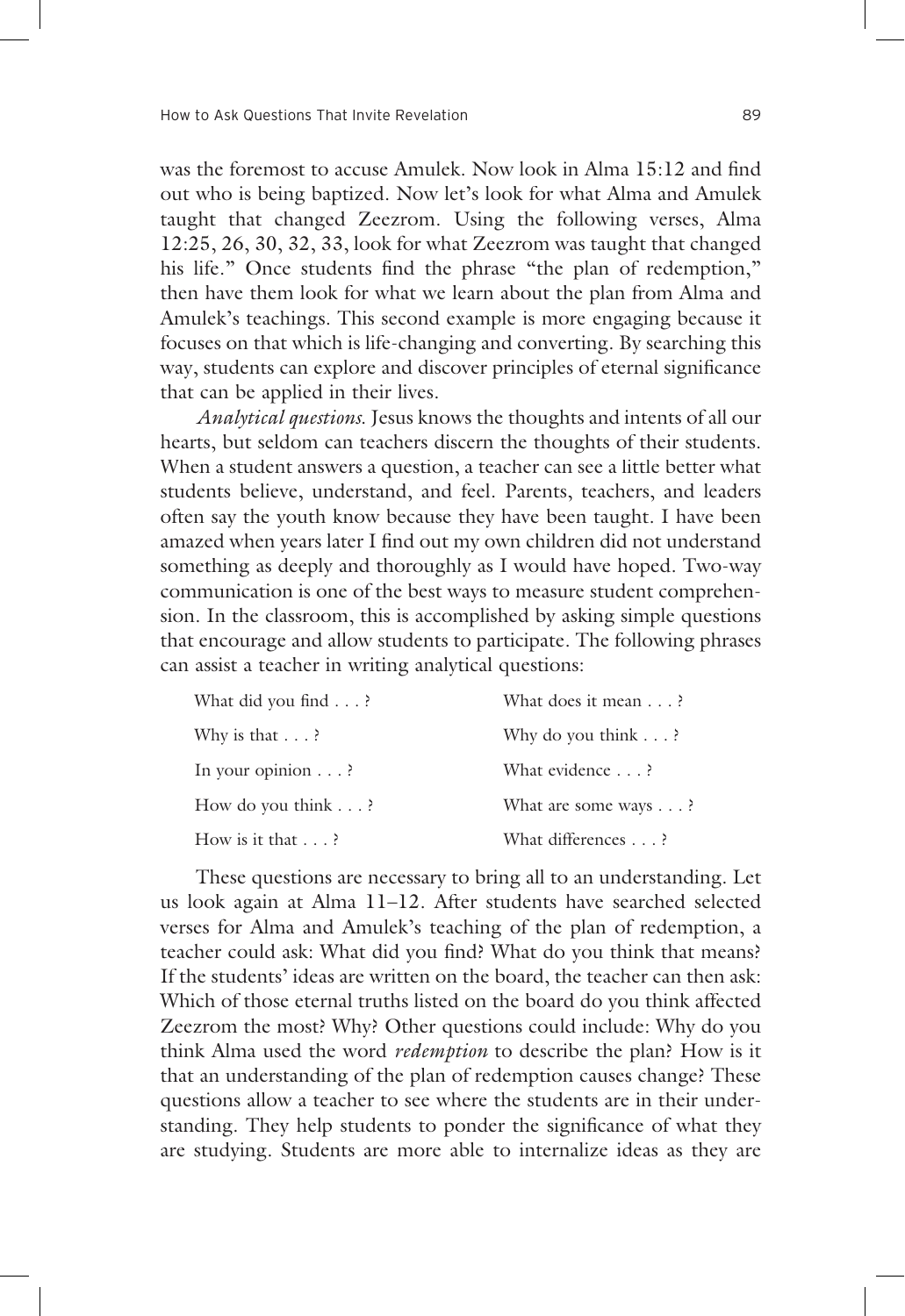was the foremost to accuse Amulek. Now look in Alma 15:12 and find out who is being baptized. Now let's look for what Alma and Amulek taught that changed Zeezrom. Using the following verses, Alma 12:25, 26, 30, 32, 33, look for what Zeezrom was taught that changed his life." Once students find the phrase "the plan of redemption," then have them look for what we learn about the plan from Alma and Amulek's teachings. This second example is more engaging because it focuses on that which is life-changing and converting. By searching this way, students can explore and discover principles of eternal significance that can be applied in their lives.

*Analytical questions.* Jesus knows the thoughts and intents of all our hearts, but seldom can teachers discern the thoughts of their students. When a student answers a question, a teacher can see a little better what students believe, understand, and feel. Parents, teachers, and leaders often say the youth know because they have been taught. I have been amazed when years later I find out my own children did not understand something as deeply and thoroughly as I would have hoped. Two-way communication is one of the best ways to measure student comprehension. In the classroom, this is accomplished by asking simple questions that encourage and allow students to participate. The following phrases can assist a teacher in writing analytical questions:

| | |
|---|---|
| What did you find . . . ? | What does it mean . . . ? |
| Why is that . . . ? | Why do you think . . . ? |
| In your opinion . . . ? | What evidence . . . ? |
| How do you think . . . ? | What are some ways . . . ? |
| How is it that . . . ? | What differences . . . ? |

These questions are necessary to bring all to an understanding. Let us look again at Alma 11–12. After students have searched selected verses for Alma and Amulek's teaching of the plan of redemption, a teacher could ask: What did you find? What do you think that means? If the students' ideas are written on the board, the teacher can then ask: Which of those eternal truths listed on the board do you think affected Zeezrom the most? Why? Other questions could include: Why do you think Alma used the word *redemption* to describe the plan? How is it that an understanding of the plan of redemption causes change? These questions allow a teacher to see where the students are in their understanding. They help students to ponder the significance of what they are studying. Students are more able to internalize ideas as they are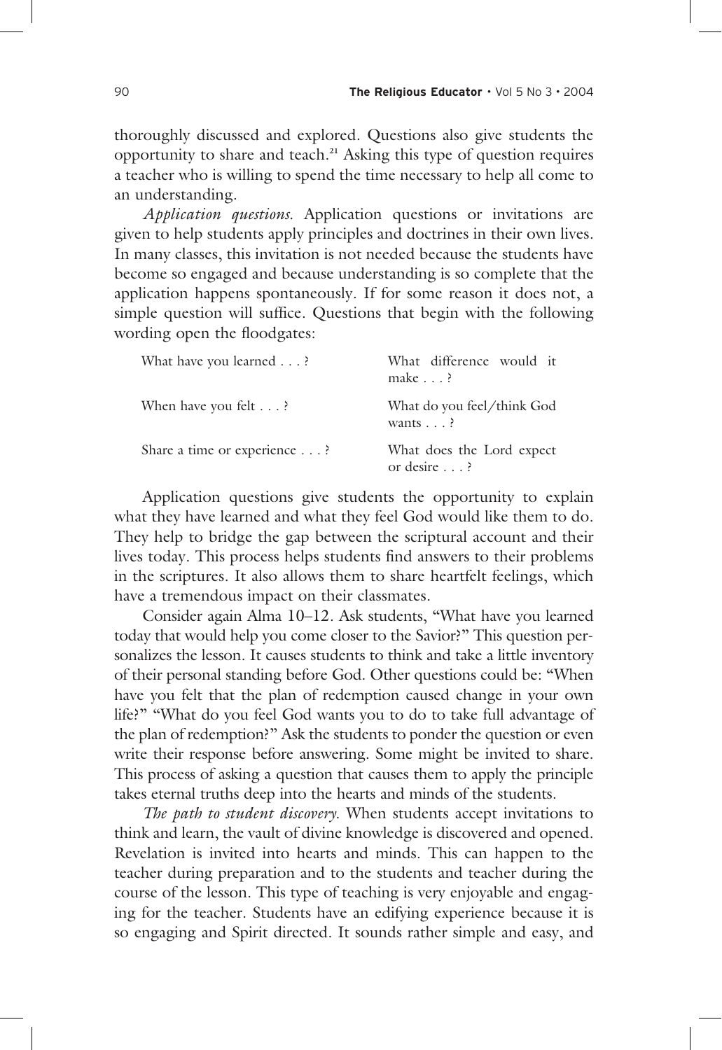thoroughly discussed and explored. Questions also give students the opportunity to share and teach.[21] Asking this type of question requires a teacher who is willing to spend the time necessary to help all come to an understanding.

*Application questions.* Application questions or invitations are given to help students apply principles and doctrines in their own lives. In many classes, this invitation is not needed because the students have become so engaged and because understanding is so complete that the application happens spontaneously. If for some reason it does not, a simple question will suffice. Questions that begin with the following wording open the floodgates:

| | |
|---|---|
| What have you learned . . . ? | What difference would it make . . . ? |
| When have you felt . . . ? | What do you feel/think God wants . . . ? |
| Share a time or experience . . . ? | What does the Lord expect or desire . . . ? |

Application questions give students the opportunity to explain what they have learned and what they feel God would like them to do. They help to bridge the gap between the scriptural account and their lives today. This process helps students find answers to their problems in the scriptures. It also allows them to share heartfelt feelings, which have a tremendous impact on their classmates.

Consider again Alma 10–12. Ask students, "What have you learned today that would help you come closer to the Savior?" This question personalizes the lesson. It causes students to think and take a little inventory of their personal standing before God. Other questions could be: "When have you felt that the plan of redemption caused change in your own life?" "What do you feel God wants you to do to take full advantage of the plan of redemption?" Ask the students to ponder the question or even write their response before answering. Some might be invited to share. This process of asking a question that causes them to apply the principle takes eternal truths deep into the hearts and minds of the students.

*The path to student discovery.* When students accept invitations to think and learn, the vault of divine knowledge is discovered and opened. Revelation is invited into hearts and minds. This can happen to the teacher during preparation and to the students and teacher during the course of the lesson. This type of teaching is very enjoyable and engaging for the teacher. Students have an edifying experience because it is so engaging and Spirit directed. It sounds rather simple and easy, and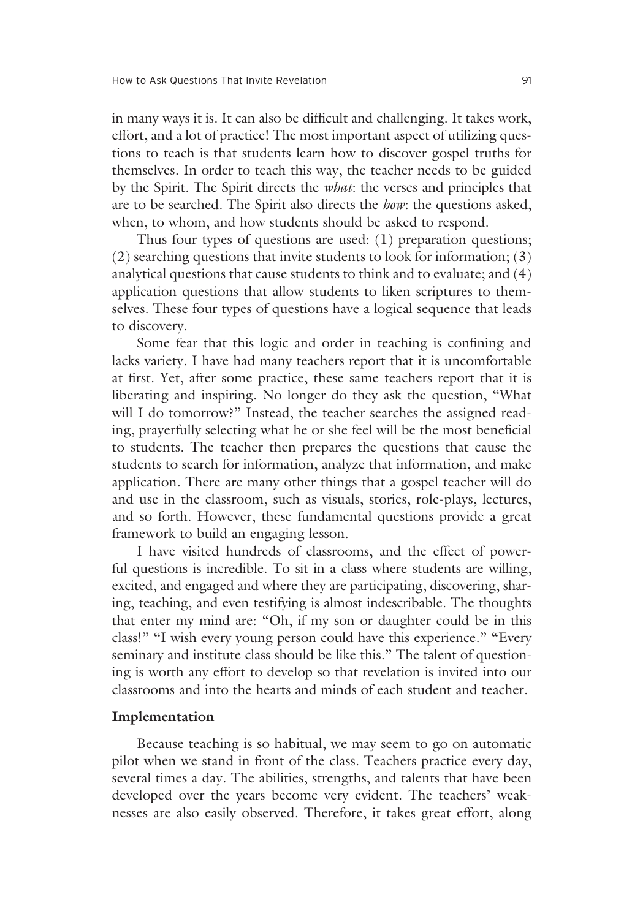in many ways it is. It can also be difficult and challenging. It takes work, effort, and a lot of practice! The most important aspect of utilizing questions to teach is that students learn how to discover gospel truths for themselves. In order to teach this way, the teacher needs to be guided by the Spirit. The Spirit directs the *what*: the verses and principles that are to be searched. The Spirit also directs the *how*: the questions asked, when, to whom, and how students should be asked to respond.

Thus four types of questions are used: (1) preparation questions; (2) searching questions that invite students to look for information; (3) analytical questions that cause students to think and to evaluate; and (4) application questions that allow students to liken scriptures to themselves. These four types of questions have a logical sequence that leads to discovery.

Some fear that this logic and order in teaching is confining and lacks variety. I have had many teachers report that it is uncomfortable at first. Yet, after some practice, these same teachers report that it is liberating and inspiring. No longer do they ask the question, "What will I do tomorrow?" Instead, the teacher searches the assigned reading, prayerfully selecting what he or she feel will be the most beneficial to students. The teacher then prepares the questions that cause the students to search for information, analyze that information, and make application. There are many other things that a gospel teacher will do and use in the classroom, such as visuals, stories, role-plays, lectures, and so forth. However, these fundamental questions provide a great framework to build an engaging lesson.

I have visited hundreds of classrooms, and the effect of powerful questions is incredible. To sit in a class where students are willing, excited, and engaged and where they are participating, discovering, sharing, teaching, and even testifying is almost indescribable. The thoughts that enter my mind are: "Oh, if my son or daughter could be in this class!" "I wish every young person could have this experience." "Every seminary and institute class should be like this." The talent of questioning is worth any effort to develop so that revelation is invited into our classrooms and into the hearts and minds of each student and teacher.

**Implementation**

Because teaching is so habitual, we may seem to go on automatic pilot when we stand in front of the class. Teachers practice every day, several times a day. The abilities, strengths, and talents that have been developed over the years become very evident. The teachers' weaknesses are also easily observed. Therefore, it takes great effort, along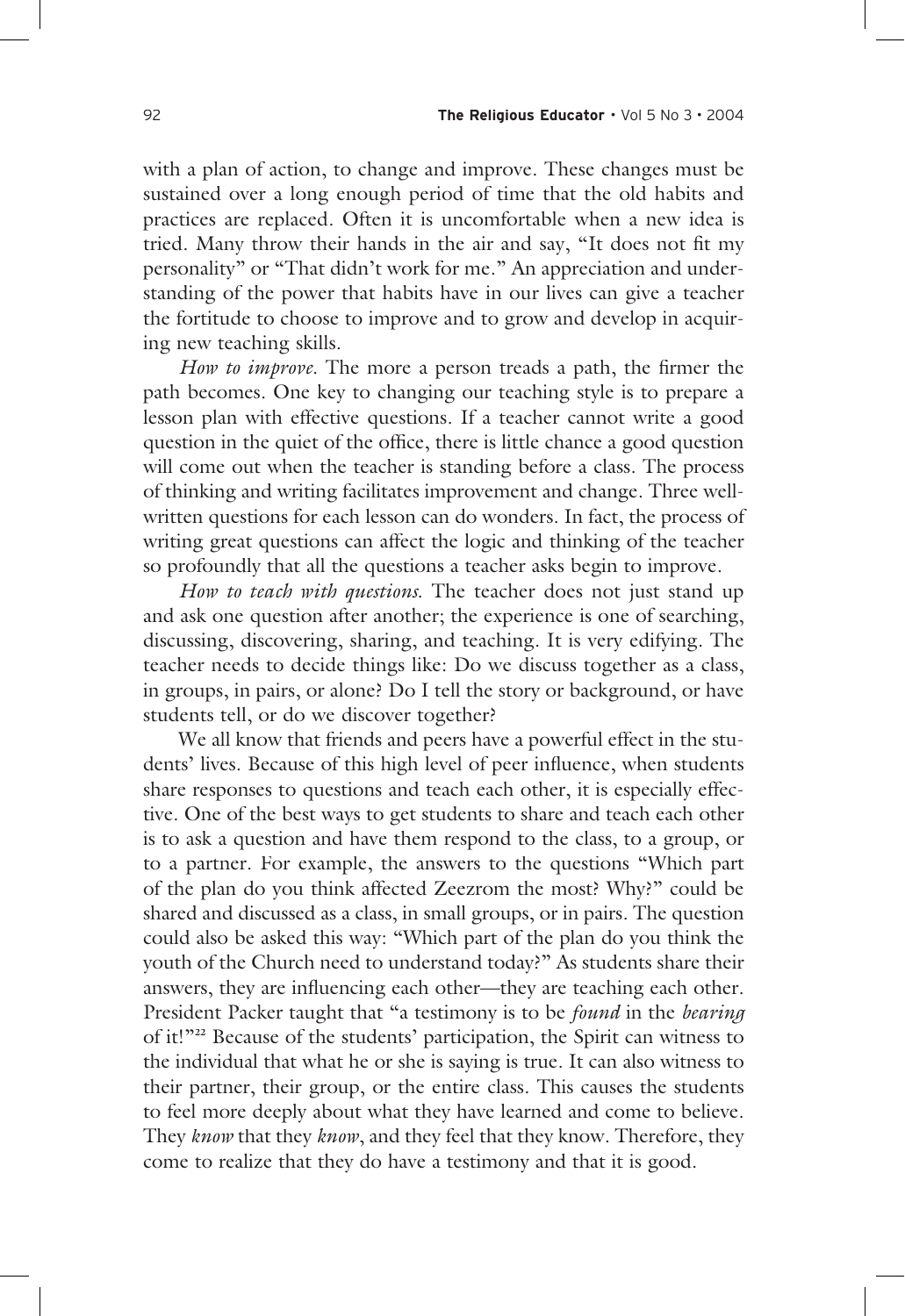with a plan of action, to change and improve. These changes must be sustained over a long enough period of time that the old habits and practices are replaced. Often it is uncomfortable when a new idea is tried. Many throw their hands in the air and say, "It does not fit my personality" or "That didn't work for me." An appreciation and understanding of the power that habits have in our lives can give a teacher the fortitude to choose to improve and to grow and develop in acquiring new teaching skills.

*How to improve.* The more a person treads a path, the firmer the path becomes. One key to changing our teaching style is to prepare a lesson plan with effective questions. If a teacher cannot write a good question in the quiet of the office, there is little chance a good question will come out when the teacher is standing before a class. The process of thinking and writing facilitates improvement and change. Three well-written questions for each lesson can do wonders. In fact, the process of writing great questions can affect the logic and thinking of the teacher so profoundly that all the questions a teacher asks begin to improve.

*How to teach with questions.* The teacher does not just stand up and ask one question after another; the experience is one of searching, discussing, discovering, sharing, and teaching. It is very edifying. The teacher needs to decide things like: Do we discuss together as a class, in groups, in pairs, or alone? Do I tell the story or background, or have students tell, or do we discover together?

We all know that friends and peers have a powerful effect in the students' lives. Because of this high level of peer influence, when students share responses to questions and teach each other, it is especially effective. One of the best ways to get students to share and teach each other is to ask a question and have them respond to the class, to a group, or to a partner. For example, the answers to the questions "Which part of the plan do you think affected Zeezrom the most? Why?" could be shared and discussed as a class, in small groups, or in pairs. The question could also be asked this way: "Which part of the plan do you think the youth of the Church need to understand today?" As students share their answers, they are influencing each other—they are teaching each other. President Packer taught that "a testimony is to be *found* in the *bearing* of it!"[22] Because of the students' participation, the Spirit can witness to the individual that what he or she is saying is true. It can also witness to their partner, their group, or the entire class. This causes the students to feel more deeply about what they have learned and come to believe. They *know* that they *know*, and they feel that they know. Therefore, they come to realize that they do have a testimony and that it is good.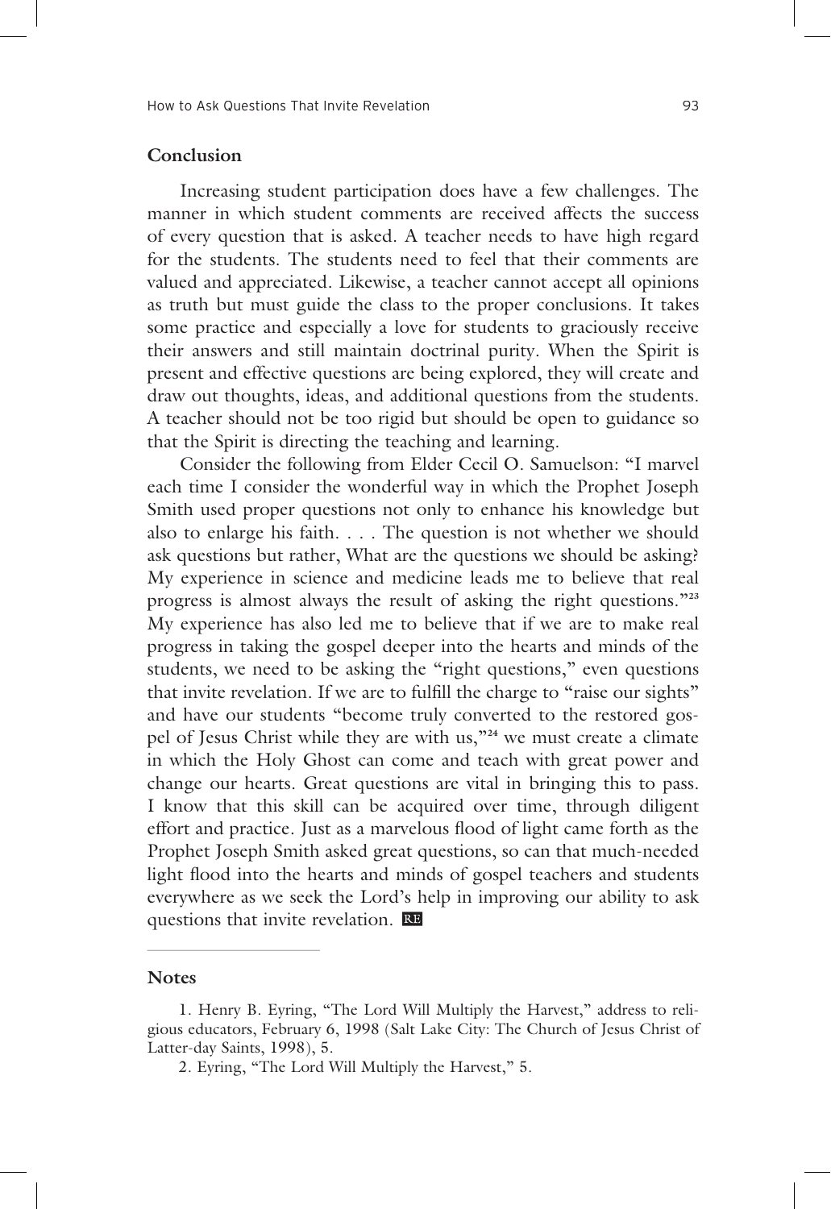## Conclusion

Increasing student participation does have a few challenges. The manner in which student comments are received affects the success of every question that is asked. A teacher needs to have high regard for the students. The students need to feel that their comments are valued and appreciated. Likewise, a teacher cannot accept all opinions as truth but must guide the class to the proper conclusions. It takes some practice and especially a love for students to graciously receive their answers and still maintain doctrinal purity. When the Spirit is present and effective questions are being explored, they will create and draw out thoughts, ideas, and additional questions from the students. A teacher should not be too rigid but should be open to guidance so that the Spirit is directing the teaching and learning.

Consider the following from Elder Cecil O. Samuelson: "I marvel each time I consider the wonderful way in which the Prophet Joseph Smith used proper questions not only to enhance his knowledge but also to enlarge his faith. . . . The question is not whether we should ask questions but rather, What are the questions we should be asking? My experience in science and medicine leads me to believe that real progress is almost always the result of asking the right questions."[23] My experience has also led me to believe that if we are to make real progress in taking the gospel deeper into the hearts and minds of the students, we need to be asking the "right questions," even questions that invite revelation. If we are to fulfill the charge to "raise our sights" and have our students "become truly converted to the restored gospel of Jesus Christ while they are with us,"[24] we must create a climate in which the Holy Ghost can come and teach with great power and change our hearts. Great questions are vital in bringing this to pass. I know that this skill can be acquired over time, through diligent effort and practice. Just as a marvelous flood of light came forth as the Prophet Joseph Smith asked great questions, so can that much-needed light flood into the hearts and minds of gospel teachers and students everywhere as we seek the Lord's help in improving our ability to ask questions that invite revelation. RE

## Notes

1. Henry B. Eyring, "The Lord Will Multiply the Harvest," address to religious educators, February 6, 1998 (Salt Lake City: The Church of Jesus Christ of Latter-day Saints, 1998), 5.

2. Eyring, "The Lord Will Multiply the Harvest," 5.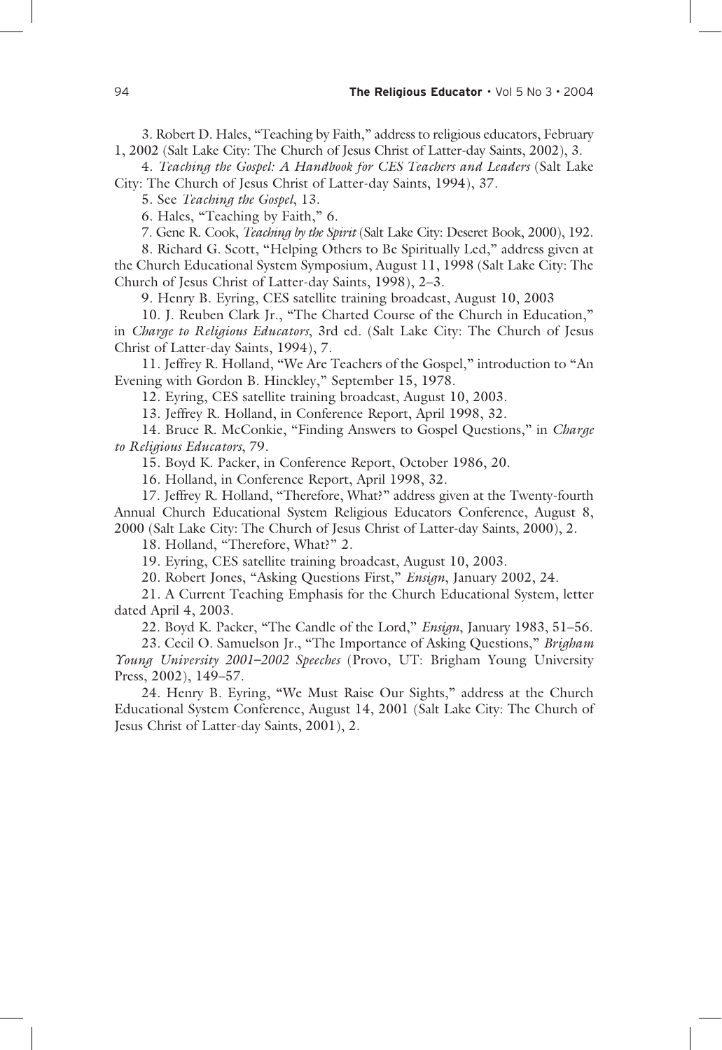3. Robert D. Hales, "Teaching by Faith," address to religious educators, February 1, 2002 (Salt Lake City: The Church of Jesus Christ of Latter-day Saints, 2002), 3.

4. *Teaching the Gospel: A Handbook for CES Teachers and Leaders* (Salt Lake City: The Church of Jesus Christ of Latter-day Saints, 1994), 37.

5. See *Teaching the Gospel*, 13.

6. Hales, "Teaching by Faith," 6.

7. Gene R. Cook, *Teaching by the Spirit* (Salt Lake City: Deseret Book, 2000), 192.

8. Richard G. Scott, "Helping Others to Be Spiritually Led," address given at the Church Educational System Symposium, August 11, 1998 (Salt Lake City: The Church of Jesus Christ of Latter-day Saints, 1998), 2–3.

9. Henry B. Eyring, CES satellite training broadcast, August 10, 2003

10. J. Reuben Clark Jr., "The Charted Course of the Church in Education," in *Charge to Religious Educators*, 3rd ed. (Salt Lake City: The Church of Jesus Christ of Latter-day Saints, 1994), 7.

11. Jeffrey R. Holland, "We Are Teachers of the Gospel," introduction to "An Evening with Gordon B. Hinckley," September 15, 1978.

12. Eyring, CES satellite training broadcast, August 10, 2003.

13. Jeffrey R. Holland, in Conference Report, April 1998, 32.

14. Bruce R. McConkie, "Finding Answers to Gospel Questions," in *Charge to Religious Educators*, 79.

15. Boyd K. Packer, in Conference Report, October 1986, 20.

16. Holland, in Conference Report, April 1998, 32.

17. Jeffrey R. Holland, "Therefore, What?" address given at the Twenty-fourth Annual Church Educational System Religious Educators Conference, August 8, 2000 (Salt Lake City: The Church of Jesus Christ of Latter-day Saints, 2000), 2.

18. Holland, "Therefore, What?" 2.

19. Eyring, CES satellite training broadcast, August 10, 2003.

20. Robert Jones, "Asking Questions First," *Ensign*, January 2002, 24.

21. A Current Teaching Emphasis for the Church Educational System, letter dated April 4, 2003.

22. Boyd K. Packer, "The Candle of the Lord," *Ensign*, January 1983, 51–56.

23. Cecil O. Samuelson Jr., "The Importance of Asking Questions," *Brigham Young University 2001–2002 Speeches* (Provo, UT: Brigham Young University Press, 2002), 149–57.

24. Henry B. Eyring, "We Must Raise Our Sights," address at the Church Educational System Conference, August 14, 2001 (Salt Lake City: The Church of Jesus Christ of Latter-day Saints, 2001), 2.